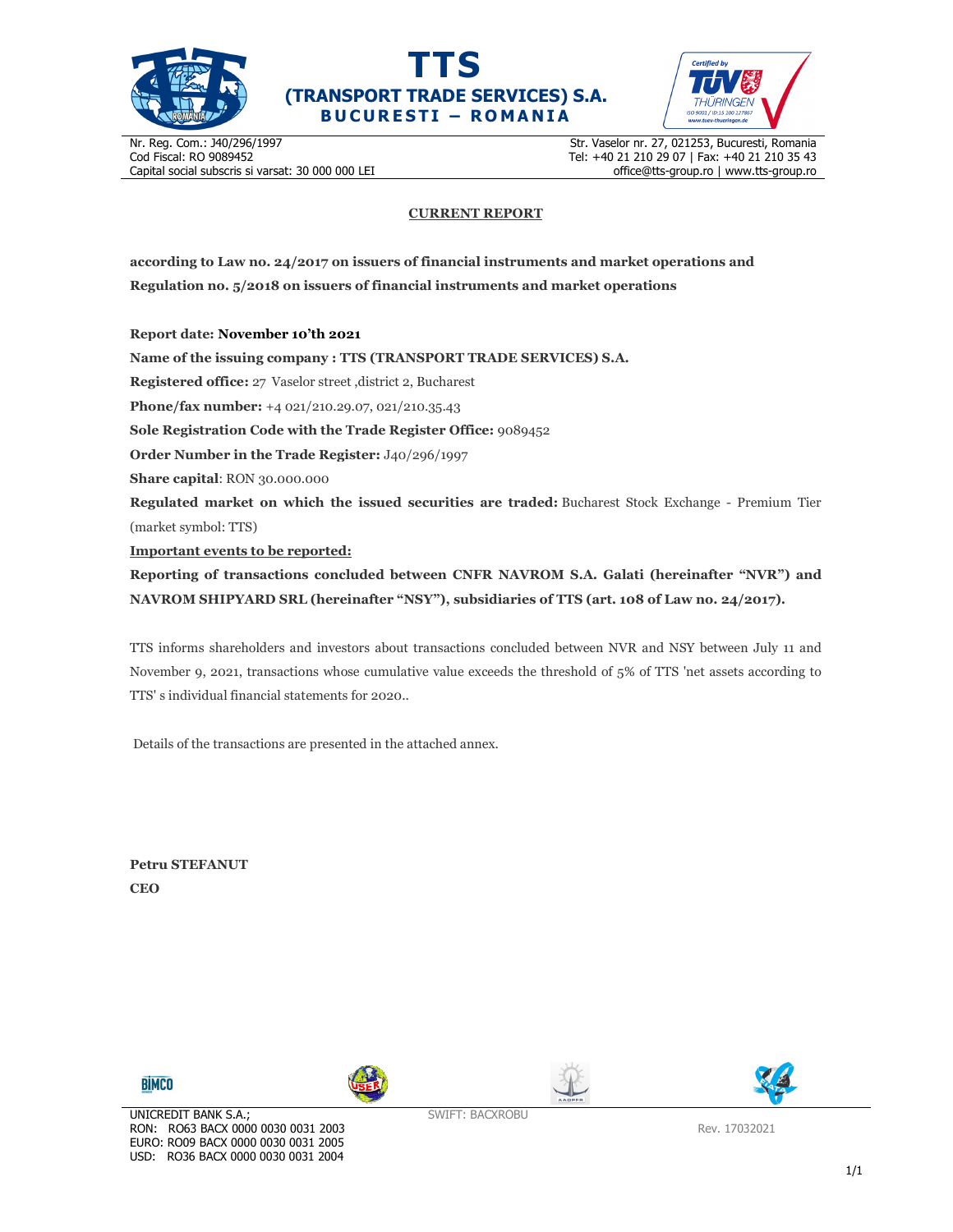**TTS**
**(TRANSPORT TRADE SERVICES) S.A.**
**BUCURESTI – ROMANIA**

Nr. Reg. Com.: J40/296/1997
Cod Fiscal: RO 9089452
Capital social subscris si varsat: 30 000 000 LEI

Str. Vaselor nr. 27, 021253, Bucuresti, Romania
Tel: +40 21 210 29 07 | Fax: +40 21 210 35 43
office@tts-group.ro | www.tts-group.ro

# CURRENT REPORT

**according to Law no. 24/2017 on issuers of financial instruments and market operations and Regulation no. 5/2018 on issuers of financial instruments and market operations**

**Report date: November 10'th 2021**

**Name of the issuing company : TTS (TRANSPORT TRADE SERVICES) S.A.**

**Registered office:** 27 Vaselor street ,district 2, Bucharest

**Phone/fax number:** +4 021/210.29.07, 021/210.35.43

**Sole Registration Code with the Trade Register Office:** 9089452

**Order Number in the Trade Register:** J40/296/1997

**Share capital**: RON 30.000.000

**Regulated market on which the issued securities are traded:** Bucharest Stock Exchange - Premium Tier (market symbol: TTS)

**Important events to be reported:**

**Reporting of transactions concluded between CNFR NAVROM S.A. Galati (hereinafter "NVR") and NAVROM SHIPYARD SRL (hereinafter "NSY"), subsidiaries of TTS (art. 108 of Law no. 24/2017).**

TTS informs shareholders and investors about transactions concluded between NVR and NSY between July 11 and November 9, 2021, transactions whose cumulative value exceeds the threshold of 5% of TTS 'net assets according to TTS' s individual financial statements for 2020..

Details of the transactions are presented in the attached annex.

**Petru STEFANUT**
**CEO**

UNICREDIT BANK S.A.;
RON: RO63 BACX 0000 0030 0031 2003
EURO: RO09 BACX 0000 0030 0031 2005
USD: RO36 BACX 0000 0030 0031 2004

SWIFT: BACXROBU

Rev. 17032021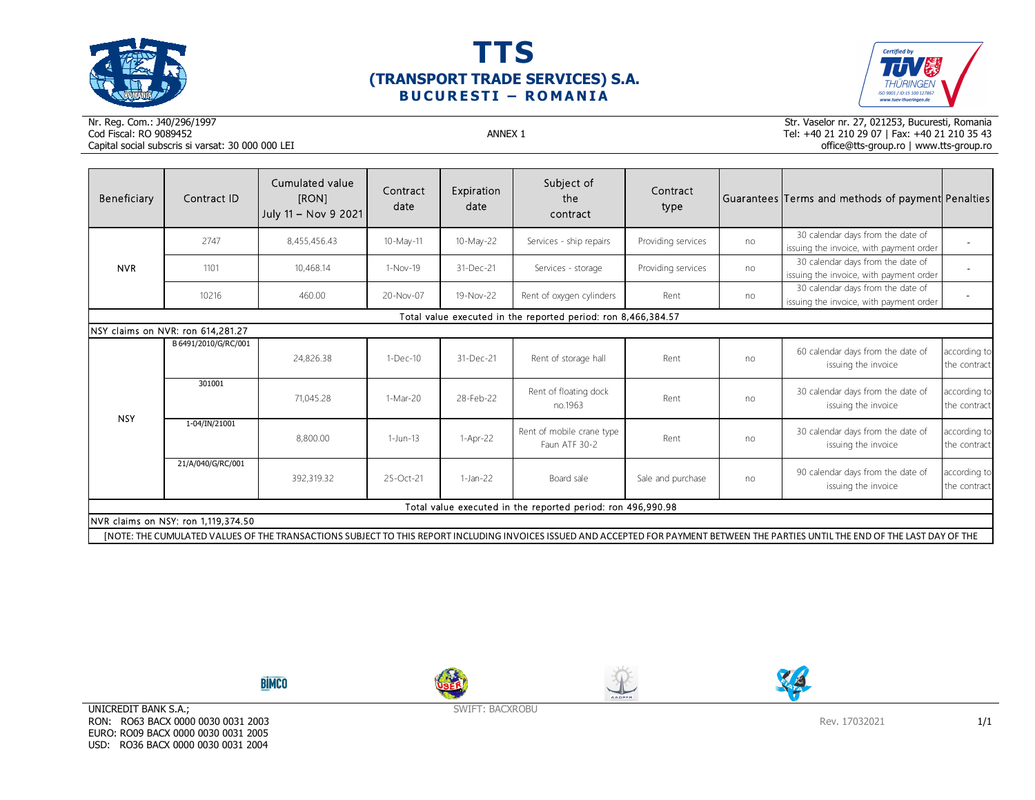# TTS
## (TRANSPORT TRADE SERVICES) S.A.
### BUCURESTI – ROMANIA

Nr. Reg. Com.: J40/296/1997
Cod Fiscal: RO 9089452
Capital social subscris si varsat: 30 000 000 LEI

ANNEX 1

Str. Vaselor nr. 27, 021253, Bucuresti, Romania
Tel: +40 21 210 29 07 | Fax: +40 21 210 35 43
office@tts-group.ro | www.tts-group.ro

| Beneficiary | Contract ID | Cumulated value [RON] July 11 – Nov 9 2021 | Contract date | Expiration date | Subject of the contract | Contract type | Guarantees | Terms and methods of payment | Penalties |
|---|---|---|---|---|---|---|---|---|---|
| NVR | 2747 | 8,455,456.43 | 10-May-11 | 10-May-22 | Services - ship repairs | Providing services | no | 30 calendar days from the date of issuing the invoice, with payment order | - |
| | 1101 | 10,468.14 | 1-Nov-19 | 31-Dec-21 | Services - storage | Providing services | no | 30 calendar days from the date of issuing the invoice, with payment order | - |
| | 10216 | 460.00 | 20-Nov-07 | 19-Nov-22 | Rent of oxygen cylinders | Rent | no | 30 calendar days from the date of issuing the invoice, with payment order | - |
| Total value executed in the reported period: ron 8,466,384.57 | | | | | | | | | |
| NSY claims on NVR: ron 614,281.27 | | | | | | | | | |
| NSY | B 6491/2010/G/RC/001 | 24,826.38 | 1-Dec-10 | 31-Dec-21 | Rent of storage hall | Rent | no | 60 calendar days from the date of issuing the invoice | according to the contract |
| | 301001 | 71,045.28 | 1-Mar-20 | 28-Feb-22 | Rent of floating dock no.1963 | Rent | no | 30 calendar days from the date of issuing the invoice | according to the contract |
| | 1-04/IN/21001 | 8,800.00 | 1-Jun-13 | 1-Apr-22 | Rent of mobile crane type Faun ATF 30-2 | Rent | no | 30 calendar days from the date of issuing the invoice | according to the contract |
| | 21/A/040/G/RC/001 | 392,319.32 | 25-Oct-21 | 1-Jan-22 | Board sale | Sale and purchase | no | 90 calendar days from the date of issuing the invoice | according to the contract |
| Total value executed in the reported period: ron 496,990.98 | | | | | | | | | |
| NVR claims on NSY: ron 1,119,374.50 | | | | | | | | | |
| [NOTE: THE CUMULATED VALUES OF THE TRANSACTIONS SUBJECT TO THIS REPORT INCLUDING INVOICES ISSUED AND ACCEPTED FOR PAYMENT BETWEEN THE PARTIES UNTIL THE END OF THE LAST DAY OF THE | | | | | | | | | |

UNICREDIT BANK S.A.;
RON: RO63 BACX 0000 0030 0031 2003
EURO: RO09 BACX 0000 0030 0031 2005
USD: RO36 BACX 0000 0030 0031 2004

SWIFT: BACXROBU

Rev. 17032021